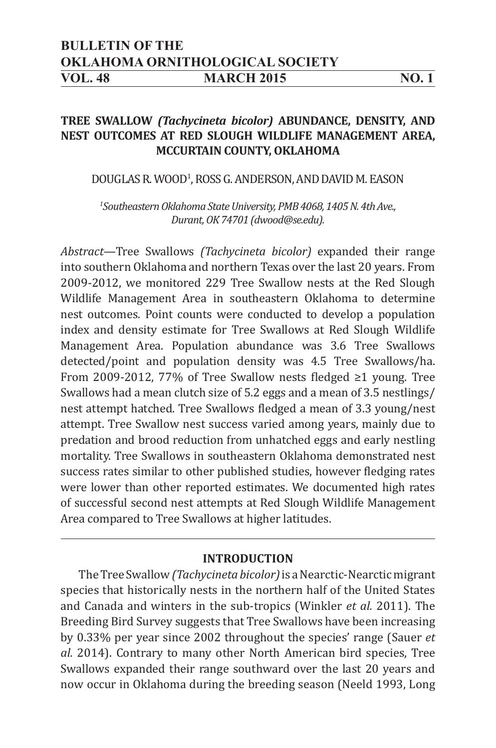# BULLETIN OF THE OKLAHOMA ORNITHOLOGICAL SOCIETY

**VOL. 48 MARCH 2015 NO. 1**

## TREE SWALLOW *(Tachycineta bicolor)* ABUNDANCE, DENSITY, AND NEST OUTCOMES AT RED SLOUGH WILDLIFE MANAGEMENT AREA, MCCURTAIN COUNTY, OKLAHOMA

DOUGLAS R. WOOD[1], ROSS G. ANDERSON, AND DAVID M. EASON

*[1]Southeastern Oklahoma State University, PMB 4068, 1405 N. 4th Ave., Durant, OK 74701 (dwood@se.edu).*

*Abstract*—Tree Swallows *(Tachycineta bicolor)* expanded their range into southern Oklahoma and northern Texas over the last 20 years. From 2009-2012, we monitored 229 Tree Swallow nests at the Red Slough Wildlife Management Area in southeastern Oklahoma to determine nest outcomes. Point counts were conducted to develop a population index and density estimate for Tree Swallows at Red Slough Wildlife Management Area. Population abundance was 3.6 Tree Swallows detected/point and population density was 4.5 Tree Swallows/ha. From 2009-2012, 77% of Tree Swallow nests fledged ≥1 young. Tree Swallows had a mean clutch size of 5.2 eggs and a mean of 3.5 nestlings/nest attempt hatched. Tree Swallows fledged a mean of 3.3 young/nest attempt. Tree Swallow nest success varied among years, mainly due to predation and brood reduction from unhatched eggs and early nestling mortality. Tree Swallows in southeastern Oklahoma demonstrated nest success rates similar to other published studies, however fledging rates were lower than other reported estimates. We documented high rates of successful second nest attempts at Red Slough Wildlife Management Area compared to Tree Swallows at higher latitudes.

---

### INTRODUCTION

The Tree Swallow *(Tachycineta bicolor)* is a Nearctic-Nearctic migrant species that historically nests in the northern half of the United States and Canada and winters in the sub-tropics (Winkler *et al.* 2011). The Breeding Bird Survey suggests that Tree Swallows have been increasing by 0.33% per year since 2002 throughout the species' range (Sauer *et al.* 2014). Contrary to many other North American bird species, Tree Swallows expanded their range southward over the last 20 years and now occur in Oklahoma during the breeding season (Neeld 1993, Long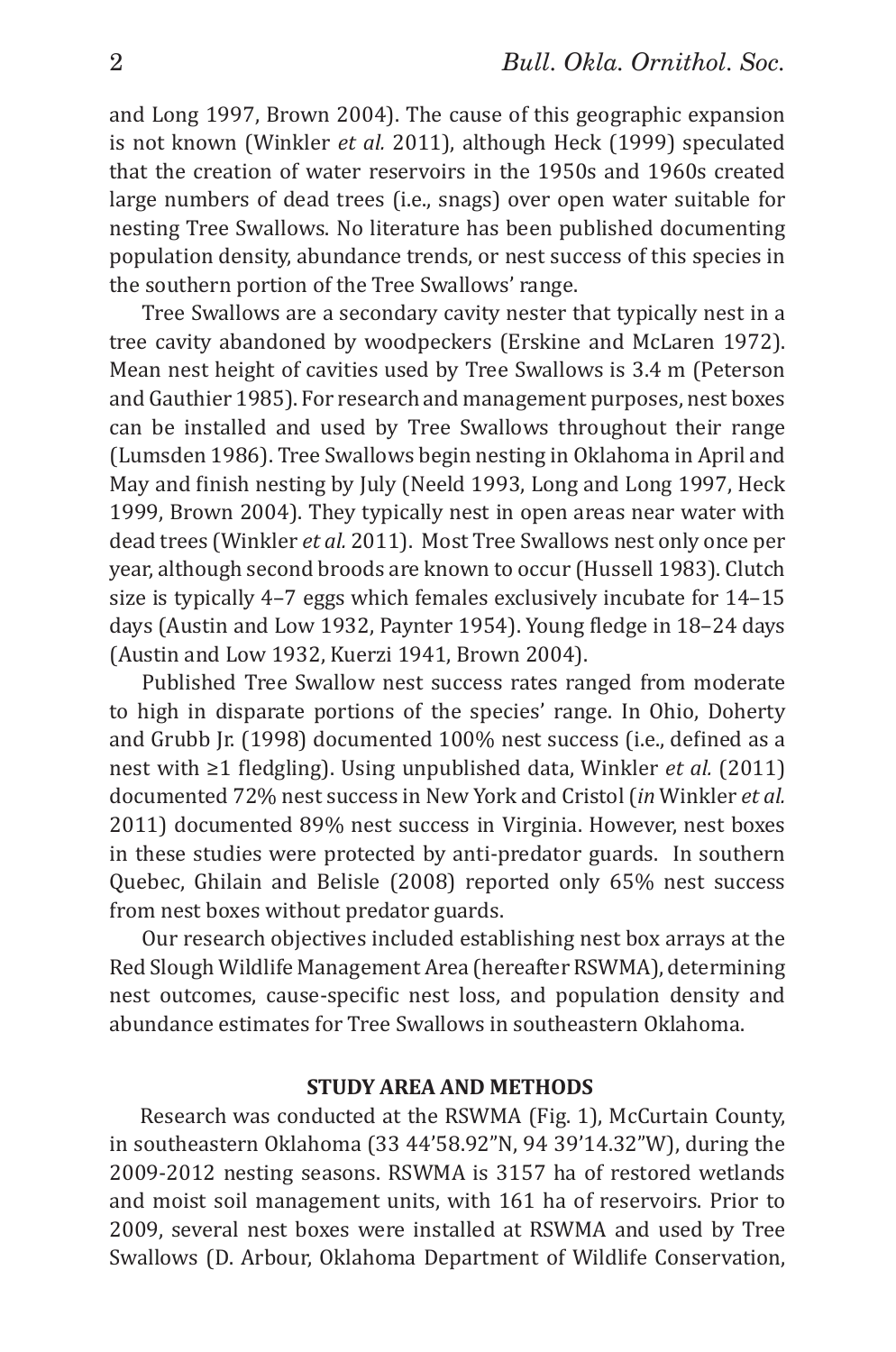and Long 1997, Brown 2004). The cause of this geographic expansion is not known (Winkler *et al.* 2011), although Heck (1999) speculated that the creation of water reservoirs in the 1950s and 1960s created large numbers of dead trees (i.e., snags) over open water suitable for nesting Tree Swallows. No literature has been published documenting population density, abundance trends, or nest success of this species in the southern portion of the Tree Swallows' range.

Tree Swallows are a secondary cavity nester that typically nest in a tree cavity abandoned by woodpeckers (Erskine and McLaren 1972). Mean nest height of cavities used by Tree Swallows is 3.4 m (Peterson and Gauthier 1985). For research and management purposes, nest boxes can be installed and used by Tree Swallows throughout their range (Lumsden 1986). Tree Swallows begin nesting in Oklahoma in April and May and finish nesting by July (Neeld 1993, Long and Long 1997, Heck 1999, Brown 2004). They typically nest in open areas near water with dead trees (Winkler *et al.* 2011). Most Tree Swallows nest only once per year, although second broods are known to occur (Hussell 1983). Clutch size is typically 4–7 eggs which females exclusively incubate for 14–15 days (Austin and Low 1932, Paynter 1954). Young fledge in 18–24 days (Austin and Low 1932, Kuerzi 1941, Brown 2004).

Published Tree Swallow nest success rates ranged from moderate to high in disparate portions of the species' range. In Ohio, Doherty and Grubb Jr. (1998) documented 100% nest success (i.e., defined as a nest with ≥1 fledgling). Using unpublished data, Winkler *et al.* (2011) documented 72% nest success in New York and Cristol (*in* Winkler *et al.* 2011) documented 89% nest success in Virginia. However, nest boxes in these studies were protected by anti-predator guards. In southern Quebec, Ghilain and Belisle (2008) reported only 65% nest success from nest boxes without predator guards.

Our research objectives included establishing nest box arrays at the Red Slough Wildlife Management Area (hereafter RSWMA), determining nest outcomes, cause-specific nest loss, and population density and abundance estimates for Tree Swallows in southeastern Oklahoma.

## STUDY AREA AND METHODS

Research was conducted at the RSWMA (Fig. 1), McCurtain County, in southeastern Oklahoma (33 44'58.92"N, 94 39'14.32"W), during the 2009-2012 nesting seasons. RSWMA is 3157 ha of restored wetlands and moist soil management units, with 161 ha of reservoirs. Prior to 2009, several nest boxes were installed at RSWMA and used by Tree Swallows (D. Arbour, Oklahoma Department of Wildlife Conservation,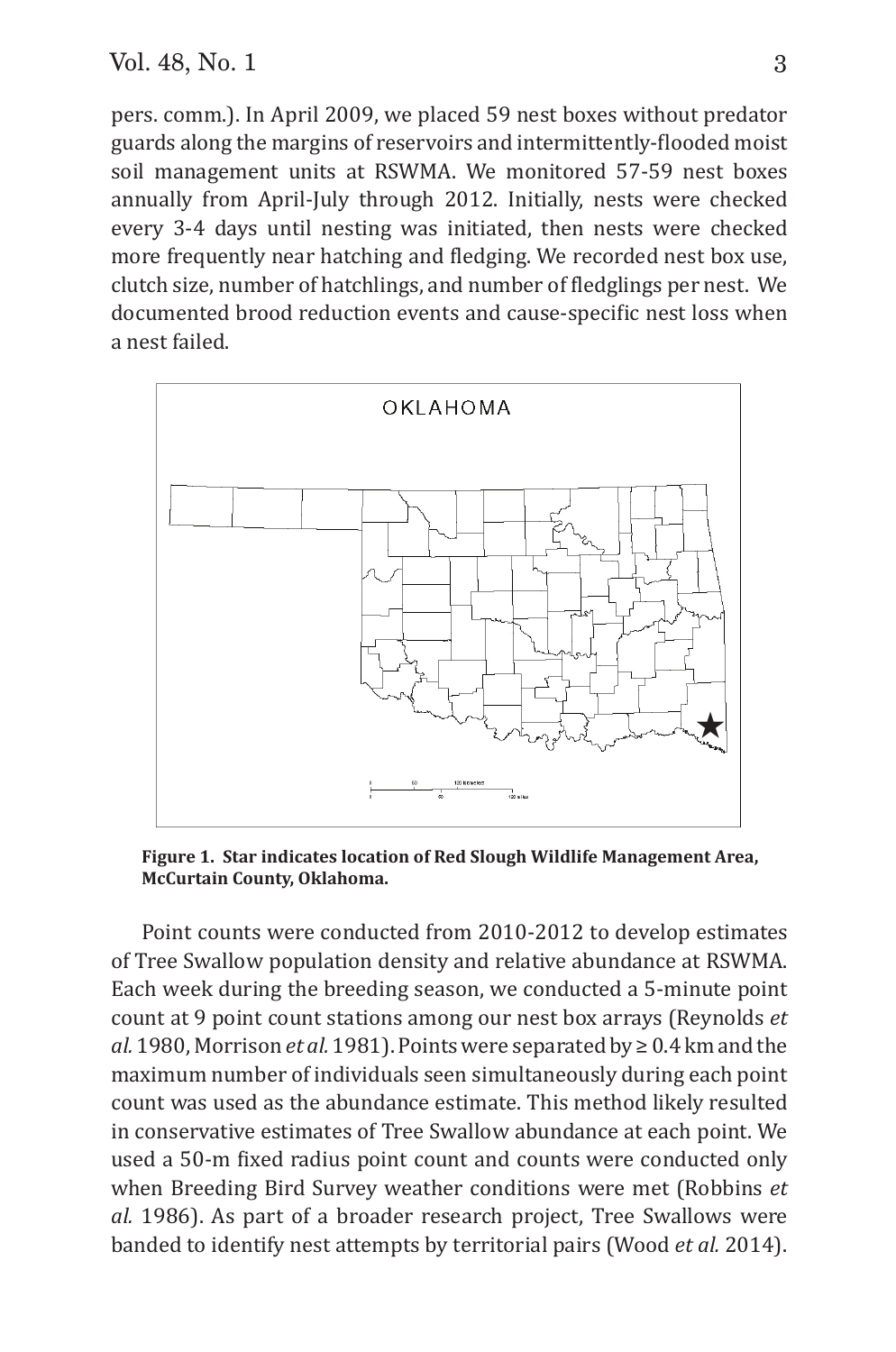pers. comm.). In April 2009, we placed 59 nest boxes without predator guards along the margins of reservoirs and intermittently-flooded moist soil management units at RSWMA. We monitored 57-59 nest boxes annually from April-July through 2012. Initially, nests were checked every 3-4 days until nesting was initiated, then nests were checked more frequently near hatching and fledging. We recorded nest box use, clutch size, number of hatchlings, and number of fledglings per nest. We documented brood reduction events and cause-specific nest loss when a nest failed.

**Figure 1. Star indicates location of Red Slough Wildlife Management Area, McCurtain County, Oklahoma.**

Point counts were conducted from 2010-2012 to develop estimates of Tree Swallow population density and relative abundance at RSWMA. Each week during the breeding season, we conducted a 5-minute point count at 9 point count stations among our nest box arrays (Reynolds *et al.* 1980, Morrison *et al.* 1981). Points were separated by ≥ 0.4 km and the maximum number of individuals seen simultaneously during each point count was used as the abundance estimate. This method likely resulted in conservative estimates of Tree Swallow abundance at each point. We used a 50-m fixed radius point count and counts were conducted only when Breeding Bird Survey weather conditions were met (Robbins *et al.* 1986). As part of a broader research project, Tree Swallows were banded to identify nest attempts by territorial pairs (Wood *et al.* 2014).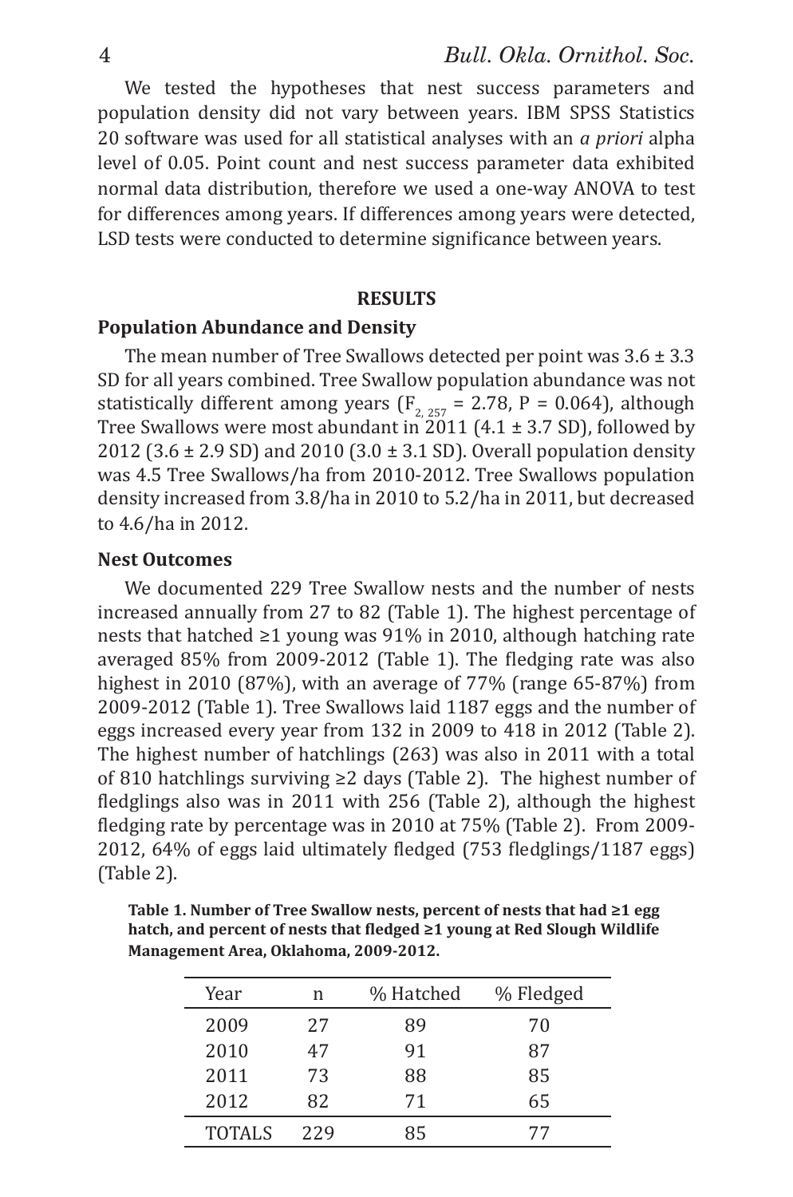We tested the hypotheses that nest success parameters and population density did not vary between years. IBM SPSS Statistics 20 software was used for all statistical analyses with an *a priori* alpha level of 0.05. Point count and nest success parameter data exhibited normal data distribution, therefore we used a one-way ANOVA to test for differences among years. If differences among years were detected, LSD tests were conducted to determine significance between years.

## RESULTS

### Population Abundance and Density

The mean number of Tree Swallows detected per point was 3.6 ± 3.3 SD for all years combined. Tree Swallow population abundance was not statistically different among years ($F_{2, 257} = 2.78$, $P = 0.064$), although Tree Swallows were most abundant in 2011 (4.1 ± 3.7 SD), followed by 2012 (3.6 ± 2.9 SD) and 2010 (3.0 ± 3.1 SD). Overall population density was 4.5 Tree Swallows/ha from 2010-2012. Tree Swallows population density increased from 3.8/ha in 2010 to 5.2/ha in 2011, but decreased to 4.6/ha in 2012.

### Nest Outcomes

We documented 229 Tree Swallow nests and the number of nests increased annually from 27 to 82 (Table 1). The highest percentage of nests that hatched ≥1 young was 91% in 2010, although hatching rate averaged 85% from 2009-2012 (Table 1). The fledging rate was also highest in 2010 (87%), with an average of 77% (range 65-87%) from 2009-2012 (Table 1). Tree Swallows laid 1187 eggs and the number of eggs increased every year from 132 in 2009 to 418 in 2012 (Table 2). The highest number of hatchlings (263) was also in 2011 with a total of 810 hatchlings surviving ≥2 days (Table 2). The highest number of fledglings also was in 2011 with 256 (Table 2), although the highest fledging rate by percentage was in 2010 at 75% (Table 2). From 2009-2012, 64% of eggs laid ultimately fledged (753 fledglings/1187 eggs) (Table 2).

**Table 1. Number of Tree Swallow nests, percent of nests that had ≥1 egg hatch, and percent of nests that fledged ≥1 young at Red Slough Wildlife Management Area, Oklahoma, 2009-2012.**

| Year | n | % Hatched | % Fledged |
|---|---|---|---|
| 2009 | 27 | 89 | 70 |
| 2010 | 47 | 91 | 87 |
| 2011 | 73 | 88 | 85 |
| 2012 | 82 | 71 | 65 |
| TOTALS | 229 | 85 | 77 |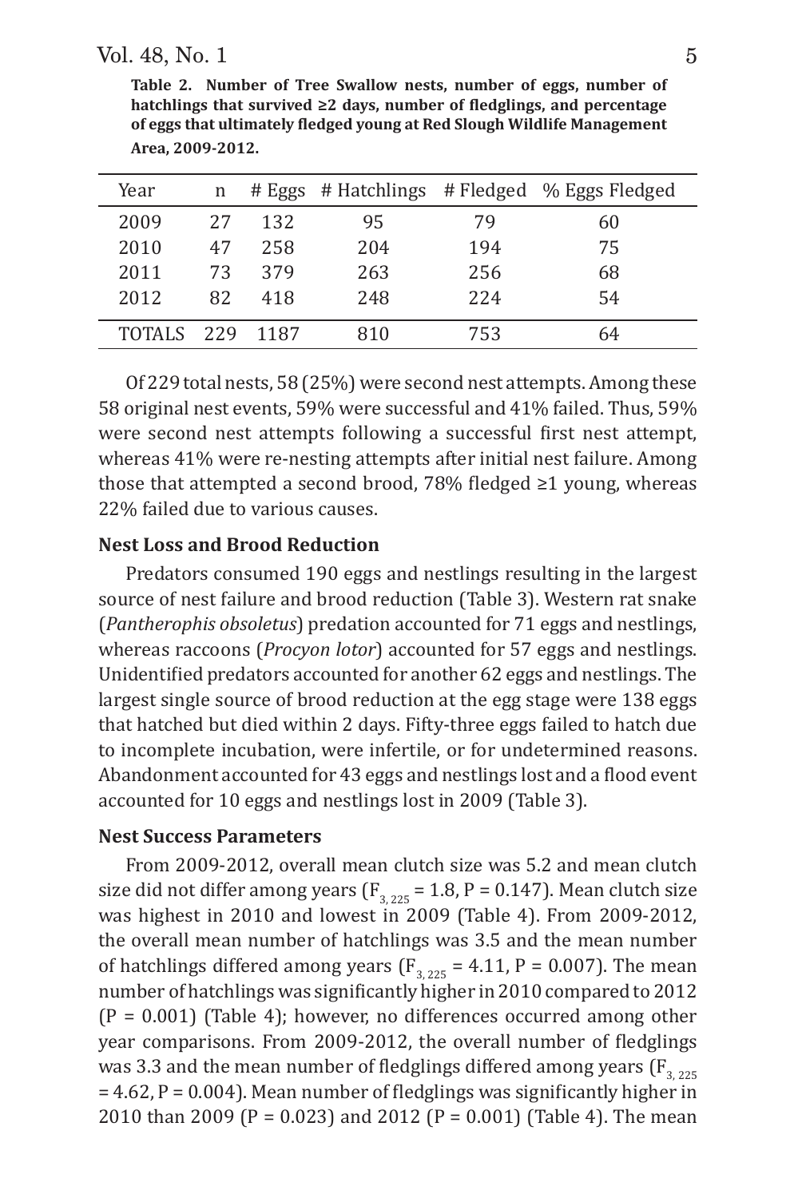**Table 2. Number of Tree Swallow nests, number of eggs, number of hatchlings that survived ≥2 days, number of fledglings, and percentage of eggs that ultimately fledged young at Red Slough Wildlife Management Area, 2009-2012.**

| Year | n | # Eggs | # Hatchlings | # Fledged | % Eggs Fledged |
|---|---|---|---|---|---|
| 2009 | 27 | 132 | 95 | 79 | 60 |
| 2010 | 47 | 258 | 204 | 194 | 75 |
| 2011 | 73 | 379 | 263 | 256 | 68 |
| 2012 | 82 | 418 | 248 | 224 | 54 |
| TOTALS | 229 | 1187 | 810 | 753 | 64 |

Of 229 total nests, 58 (25%) were second nest attempts. Among these 58 original nest events, 59% were successful and 41% failed. Thus, 59% were second nest attempts following a successful first nest attempt, whereas 41% were re-nesting attempts after initial nest failure. Among those that attempted a second brood, 78% fledged ≥1 young, whereas 22% failed due to various causes.

### Nest Loss and Brood Reduction

Predators consumed 190 eggs and nestlings resulting in the largest source of nest failure and brood reduction (Table 3). Western rat snake (*Pantherophis obsoletus*) predation accounted for 71 eggs and nestlings, whereas raccoons (*Procyon lotor*) accounted for 57 eggs and nestlings. Unidentified predators accounted for another 62 eggs and nestlings. The largest single source of brood reduction at the egg stage were 138 eggs that hatched but died within 2 days. Fifty-three eggs failed to hatch due to incomplete incubation, were infertile, or for undetermined reasons. Abandonment accounted for 43 eggs and nestlings lost and a flood event accounted for 10 eggs and nestlings lost in 2009 (Table 3).

### Nest Success Parameters

From 2009-2012, overall mean clutch size was 5.2 and mean clutch size did not differ among years ($F_{3, 225} = 1.8$, $P = 0.147$). Mean clutch size was highest in 2010 and lowest in 2009 (Table 4). From 2009-2012, the overall mean number of hatchlings was 3.5 and the mean number of hatchlings differed among years ($F_{3, 225} = 4.11$, $P = 0.007$). The mean number of hatchlings was significantly higher in 2010 compared to 2012 ($P = 0.001$) (Table 4); however, no differences occurred among other year comparisons. From 2009-2012, the overall number of fledglings was 3.3 and the mean number of fledglings differed among years ($F_{3, 225} = 4.62$, $P = 0.004$). Mean number of fledglings was significantly higher in 2010 than 2009 ($P = 0.023$) and 2012 ($P = 0.001$) (Table 4). The mean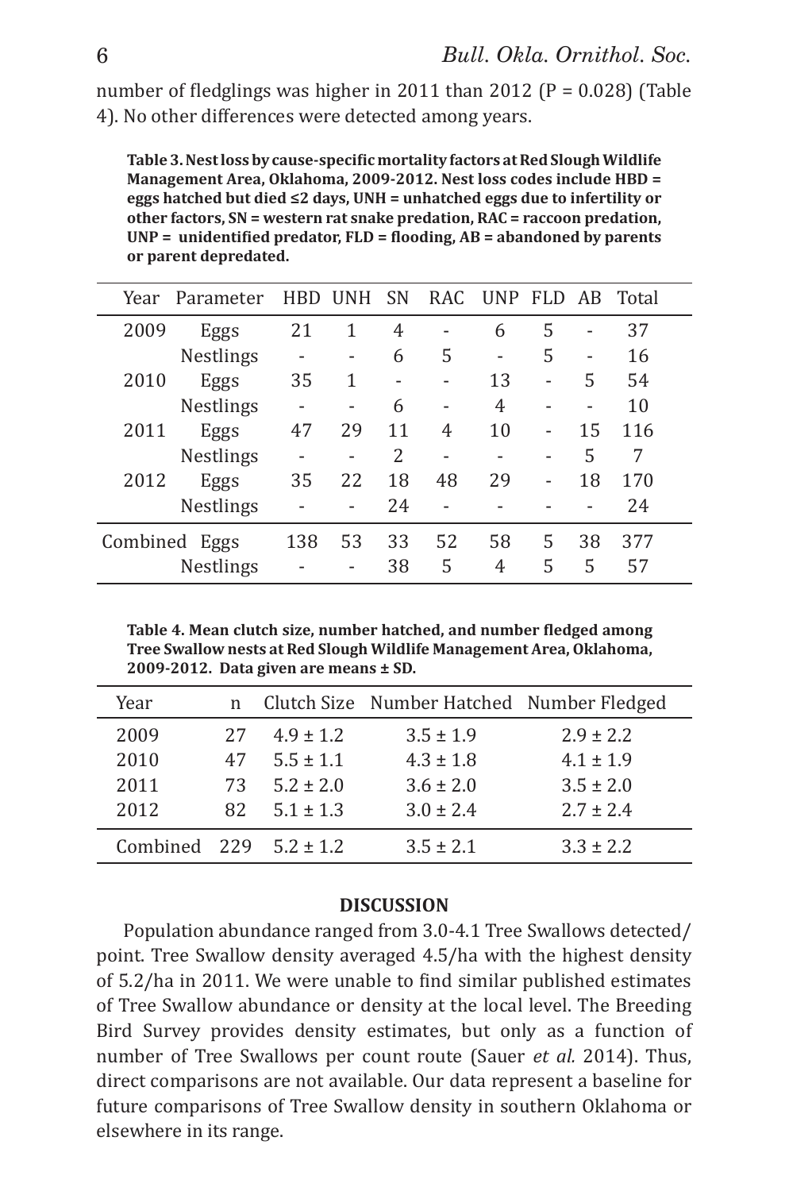number of fledglings was higher in 2011 than 2012 ($P = 0.028$) (Table 4). No other differences were detected among years.

**Table 3. Nest loss by cause-specific mortality factors at Red Slough Wildlife Management Area, Oklahoma, 2009-2012. Nest loss codes include HBD = eggs hatched but died ≤2 days, UNH = unhatched eggs due to infertility or other factors, SN = western rat snake predation, RAC = raccoon predation, UNP = unidentified predator, FLD = flooding, AB = abandoned by parents or parent depredated.**

| Year | Parameter | HBD | UNH | SN | RAC | UNP | FLD | AB | Total |
|---|---|---|---|---|---|---|---|---|---|
| 2009 | Eggs | 21 | 1 | 4 | - | 6 | 5 | - | 37 |
| | Nestlings | - | - | 6 | 5 | - | 5 | - | 16 |
| 2010 | Eggs | 35 | 1 | - | - | 13 | - | 5 | 54 |
| | Nestlings | - | - | 6 | - | 4 | - | - | 10 |
| 2011 | Eggs | 47 | 29 | 11 | 4 | 10 | - | 15 | 116 |
| | Nestlings | - | - | 2 | - | - | - | 5 | 7 |
| 2012 | Eggs | 35 | 22 | 18 | 48 | 29 | - | 18 | 170 |
| | Nestlings | - | - | 24 | - | - | - | - | 24 |
| Combined | Eggs | 138 | 53 | 33 | 52 | 58 | 5 | 38 | 377 |
| | Nestlings | - | - | 38 | 5 | 4 | 5 | 5 | 57 |

**Table 4. Mean clutch size, number hatched, and number fledged among Tree Swallow nests at Red Slough Wildlife Management Area, Oklahoma, 2009-2012. Data given are means ± SD.**

| Year | n | Clutch Size | Number Hatched | Number Fledged |
|---|---|---|---|---|
| 2009 | 27 | 4.9 ± 1.2 | 3.5 ± 1.9 | 2.9 ± 2.2 |
| 2010 | 47 | 5.5 ± 1.1 | 4.3 ± 1.8 | 4.1 ± 1.9 |
| 2011 | 73 | 5.2 ± 2.0 | 3.6 ± 2.0 | 3.5 ± 2.0 |
| 2012 | 82 | 5.1 ± 1.3 | 3.0 ± 2.4 | 2.7 ± 2.4 |
| Combined | 229 | 5.2 ± 1.2 | 3.5 ± 2.1 | 3.3 ± 2.2 |

## DISCUSSION

Population abundance ranged from 3.0-4.1 Tree Swallows detected/point. Tree Swallow density averaged 4.5/ha with the highest density of 5.2/ha in 2011. We were unable to find similar published estimates of Tree Swallow abundance or density at the local level. The Breeding Bird Survey provides density estimates, but only as a function of number of Tree Swallows per count route (Sauer *et al.* 2014). Thus, direct comparisons are not available. Our data represent a baseline for future comparisons of Tree Swallow density in southern Oklahoma or elsewhere in its range.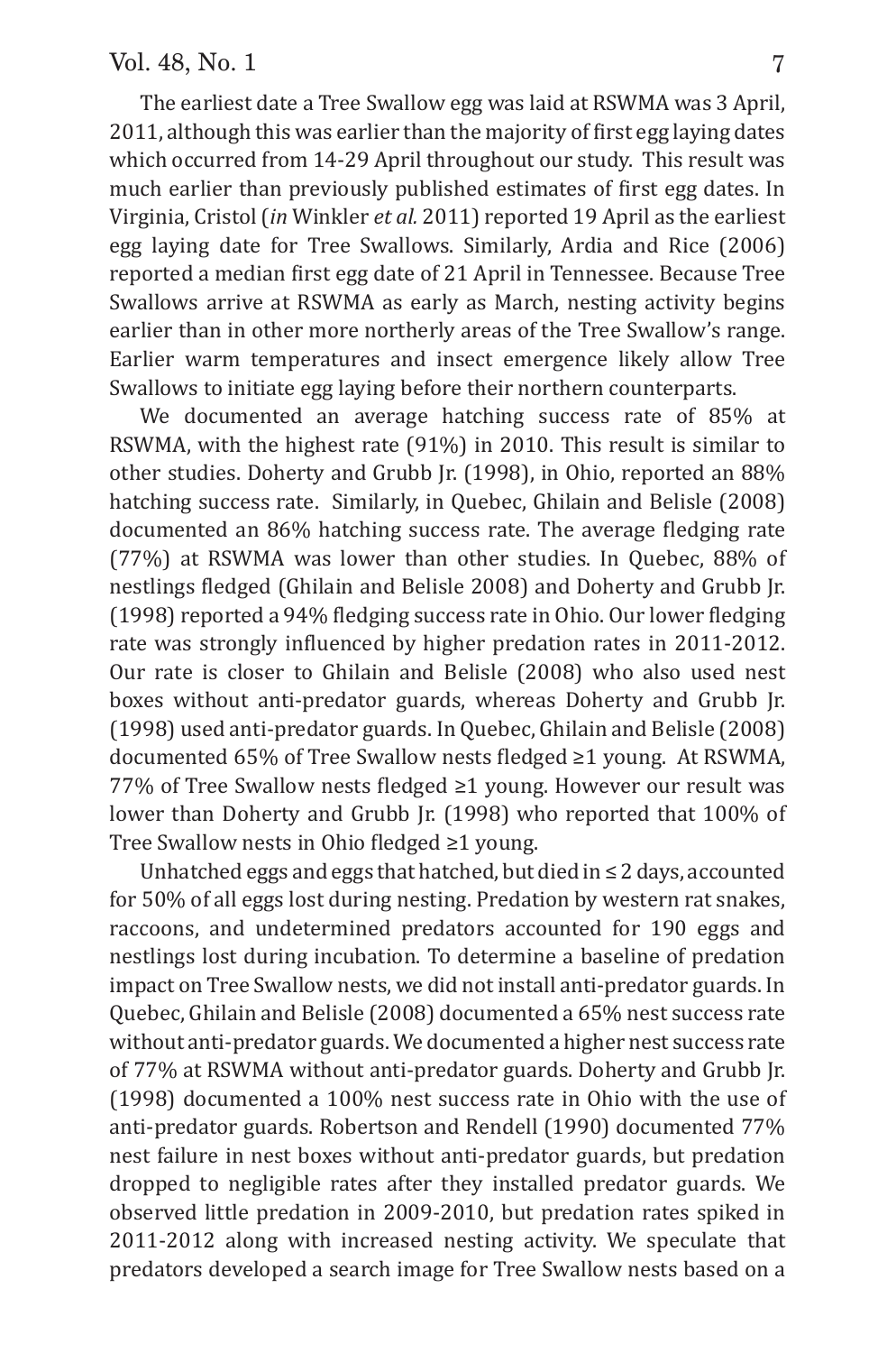The earliest date a Tree Swallow egg was laid at RSWMA was 3 April, 2011, although this was earlier than the majority of first egg laying dates which occurred from 14-29 April throughout our study. This result was much earlier than previously published estimates of first egg dates. In Virginia, Cristol (*in* Winkler *et al.* 2011) reported 19 April as the earliest egg laying date for Tree Swallows. Similarly, Ardia and Rice (2006) reported a median first egg date of 21 April in Tennessee. Because Tree Swallows arrive at RSWMA as early as March, nesting activity begins earlier than in other more northerly areas of the Tree Swallow's range. Earlier warm temperatures and insect emergence likely allow Tree Swallows to initiate egg laying before their northern counterparts.

We documented an average hatching success rate of 85% at RSWMA, with the highest rate (91%) in 2010. This result is similar to other studies. Doherty and Grubb Jr. (1998), in Ohio, reported an 88% hatching success rate. Similarly, in Quebec, Ghilain and Belisle (2008) documented an 86% hatching success rate. The average fledging rate (77%) at RSWMA was lower than other studies. In Quebec, 88% of nestlings fledged (Ghilain and Belisle 2008) and Doherty and Grubb Jr. (1998) reported a 94% fledging success rate in Ohio. Our lower fledging rate was strongly influenced by higher predation rates in 2011-2012. Our rate is closer to Ghilain and Belisle (2008) who also used nest boxes without anti-predator guards, whereas Doherty and Grubb Jr. (1998) used anti-predator guards. In Quebec, Ghilain and Belisle (2008) documented 65% of Tree Swallow nests fledged ≥1 young. At RSWMA, 77% of Tree Swallow nests fledged ≥1 young. However our result was lower than Doherty and Grubb Jr. (1998) who reported that 100% of Tree Swallow nests in Ohio fledged ≥1 young.

Unhatched eggs and eggs that hatched, but died in ≤ 2 days, accounted for 50% of all eggs lost during nesting. Predation by western rat snakes, raccoons, and undetermined predators accounted for 190 eggs and nestlings lost during incubation. To determine a baseline of predation impact on Tree Swallow nests, we did not install anti-predator guards. In Quebec, Ghilain and Belisle (2008) documented a 65% nest success rate without anti-predator guards. We documented a higher nest success rate of 77% at RSWMA without anti-predator guards. Doherty and Grubb Jr. (1998) documented a 100% nest success rate in Ohio with the use of anti-predator guards. Robertson and Rendell (1990) documented 77% nest failure in nest boxes without anti-predator guards, but predation dropped to negligible rates after they installed predator guards. We observed little predation in 2009-2010, but predation rates spiked in 2011-2012 along with increased nesting activity. We speculate that predators developed a search image for Tree Swallow nests based on a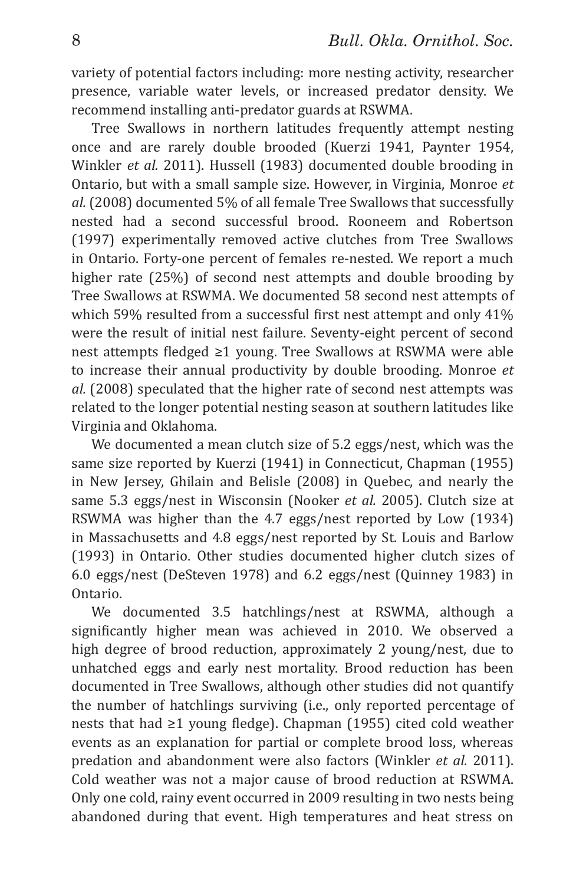variety of potential factors including: more nesting activity, researcher presence, variable water levels, or increased predator density. We recommend installing anti-predator guards at RSWMA.

Tree Swallows in northern latitudes frequently attempt nesting once and are rarely double brooded (Kuerzi 1941, Paynter 1954, Winkler *et al.* 2011). Hussell (1983) documented double brooding in Ontario, but with a small sample size. However, in Virginia, Monroe *et al.* (2008) documented 5% of all female Tree Swallows that successfully nested had a second successful brood. Rooneem and Robertson (1997) experimentally removed active clutches from Tree Swallows in Ontario. Forty-one percent of females re-nested. We report a much higher rate (25%) of second nest attempts and double brooding by Tree Swallows at RSWMA. We documented 58 second nest attempts of which 59% resulted from a successful first nest attempt and only 41% were the result of initial nest failure. Seventy-eight percent of second nest attempts fledged ≥1 young. Tree Swallows at RSWMA were able to increase their annual productivity by double brooding. Monroe *et al.* (2008) speculated that the higher rate of second nest attempts was related to the longer potential nesting season at southern latitudes like Virginia and Oklahoma.

We documented a mean clutch size of 5.2 eggs/nest, which was the same size reported by Kuerzi (1941) in Connecticut, Chapman (1955) in New Jersey, Ghilain and Belisle (2008) in Quebec, and nearly the same 5.3 eggs/nest in Wisconsin (Nooker *et al.* 2005). Clutch size at RSWMA was higher than the 4.7 eggs/nest reported by Low (1934) in Massachusetts and 4.8 eggs/nest reported by St. Louis and Barlow (1993) in Ontario. Other studies documented higher clutch sizes of 6.0 eggs/nest (DeSteven 1978) and 6.2 eggs/nest (Quinney 1983) in Ontario.

We documented 3.5 hatchlings/nest at RSWMA, although a significantly higher mean was achieved in 2010. We observed a high degree of brood reduction, approximately 2 young/nest, due to unhatched eggs and early nest mortality. Brood reduction has been documented in Tree Swallows, although other studies did not quantify the number of hatchlings surviving (i.e., only reported percentage of nests that had ≥1 young fledge). Chapman (1955) cited cold weather events as an explanation for partial or complete brood loss, whereas predation and abandonment were also factors (Winkler *et al.* 2011). Cold weather was not a major cause of brood reduction at RSWMA. Only one cold, rainy event occurred in 2009 resulting in two nests being abandoned during that event. High temperatures and heat stress on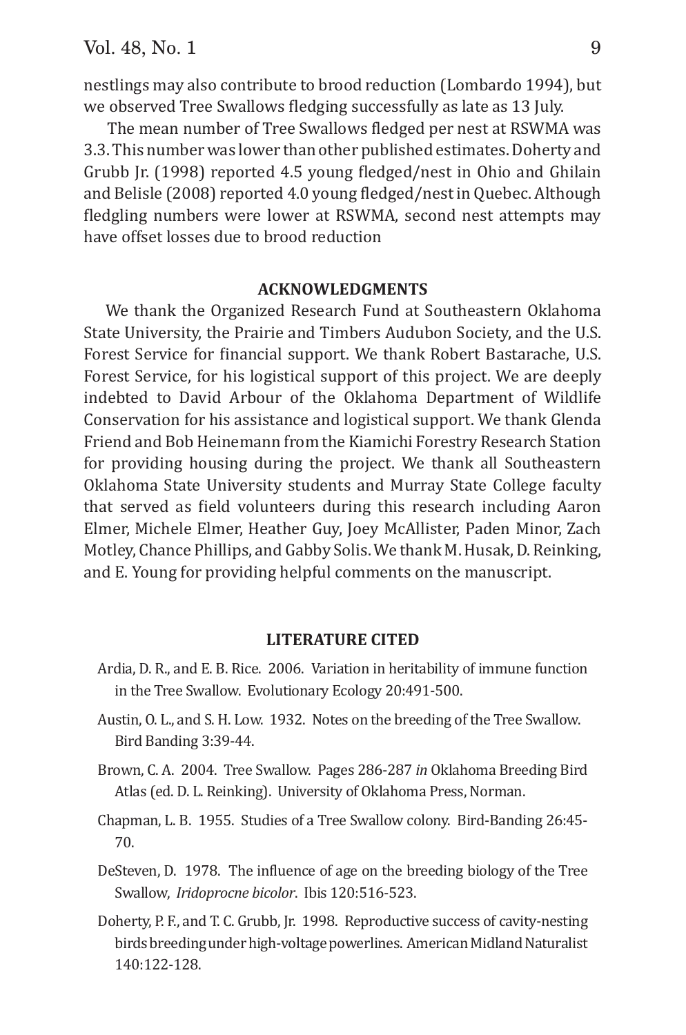nestlings may also contribute to brood reduction (Lombardo 1994), but we observed Tree Swallows fledging successfully as late as 13 July.

The mean number of Tree Swallows fledged per nest at RSWMA was 3.3. This number was lower than other published estimates. Doherty and Grubb Jr. (1998) reported 4.5 young fledged/nest in Ohio and Ghilain and Belisle (2008) reported 4.0 young fledged/nest in Quebec. Although fledgling numbers were lower at RSWMA, second nest attempts may have offset losses due to brood reduction

## ACKNOWLEDGMENTS

We thank the Organized Research Fund at Southeastern Oklahoma State University, the Prairie and Timbers Audubon Society, and the U.S. Forest Service for financial support. We thank Robert Bastarache, U.S. Forest Service, for his logistical support of this project. We are deeply indebted to David Arbour of the Oklahoma Department of Wildlife Conservation for his assistance and logistical support. We thank Glenda Friend and Bob Heinemann from the Kiamichi Forestry Research Station for providing housing during the project. We thank all Southeastern Oklahoma State University students and Murray State College faculty that served as field volunteers during this research including Aaron Elmer, Michele Elmer, Heather Guy, Joey McAllister, Paden Minor, Zach Motley, Chance Phillips, and Gabby Solis. We thank M. Husak, D. Reinking, and E. Young for providing helpful comments on the manuscript.

## LITERATURE CITED

Ardia, D. R., and E. B. Rice. 2006. Variation in heritability of immune function in the Tree Swallow. Evolutionary Ecology 20:491-500.

Austin, O. L., and S. H. Low. 1932. Notes on the breeding of the Tree Swallow. Bird Banding 3:39-44.

Brown, C. A. 2004. Tree Swallow. Pages 286-287 *in* Oklahoma Breeding Bird Atlas (ed. D. L. Reinking). University of Oklahoma Press, Norman.

Chapman, L. B. 1955. Studies of a Tree Swallow colony. Bird-Banding 26:45-70.

DeSteven, D. 1978. The influence of age on the breeding biology of the Tree Swallow, *Iridoprocne bicolor*. Ibis 120:516-523.

Doherty, P. F., and T. C. Grubb, Jr. 1998. Reproductive success of cavity-nesting birds breeding under high-voltage powerlines. American Midland Naturalist 140:122-128.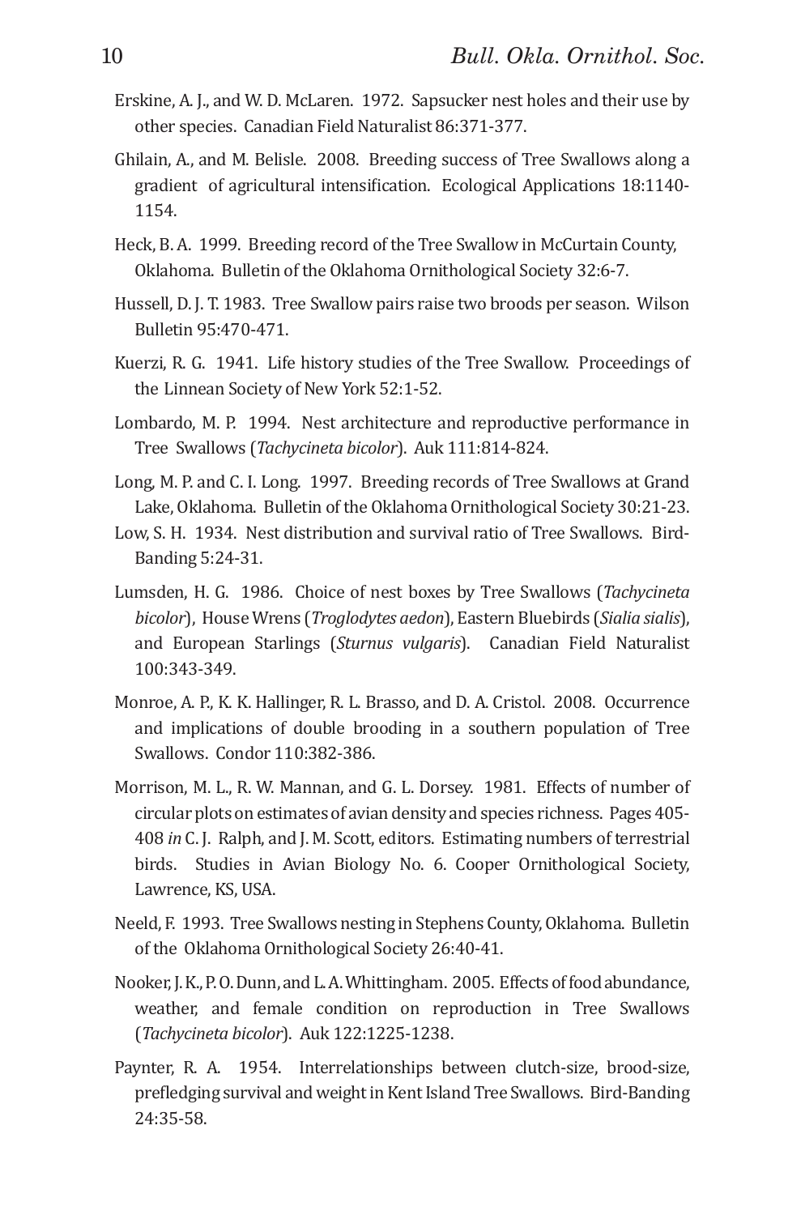Erskine, A. J., and W. D. McLaren. 1972. Sapsucker nest holes and their use by other species. Canadian Field Naturalist 86:371-377.

Ghilain, A., and M. Belisle. 2008. Breeding success of Tree Swallows along a gradient of agricultural intensification. Ecological Applications 18:1140-1154.

Heck, B. A. 1999. Breeding record of the Tree Swallow in McCurtain County, Oklahoma. Bulletin of the Oklahoma Ornithological Society 32:6-7.

Hussell, D. J. T. 1983. Tree Swallow pairs raise two broods per season. Wilson Bulletin 95:470-471.

Kuerzi, R. G. 1941. Life history studies of the Tree Swallow. Proceedings of the Linnean Society of New York 52:1-52.

Lombardo, M. P. 1994. Nest architecture and reproductive performance in Tree Swallows (*Tachycineta bicolor*). Auk 111:814-824.

Long, M. P. and C. I. Long. 1997. Breeding records of Tree Swallows at Grand Lake, Oklahoma. Bulletin of the Oklahoma Ornithological Society 30:21-23.

Low, S. H. 1934. Nest distribution and survival ratio of Tree Swallows. Bird-Banding 5:24-31.

Lumsden, H. G. 1986. Choice of nest boxes by Tree Swallows (*Tachycineta bicolor*), House Wrens (*Troglodytes aedon*), Eastern Bluebirds (*Sialia sialis*), and European Starlings (*Sturnus vulgaris*). Canadian Field Naturalist 100:343-349.

Monroe, A. P., K. K. Hallinger, R. L. Brasso, and D. A. Cristol. 2008. Occurrence and implications of double brooding in a southern population of Tree Swallows. Condor 110:382-386.

Morrison, M. L., R. W. Mannan, and G. L. Dorsey. 1981. Effects of number of circular plots on estimates of avian density and species richness. Pages 405-408 *in* C. J. Ralph, and J. M. Scott, editors. Estimating numbers of terrestrial birds. Studies in Avian Biology No. 6. Cooper Ornithological Society, Lawrence, KS, USA.

Neeld, F. 1993. Tree Swallows nesting in Stephens County, Oklahoma. Bulletin of the Oklahoma Ornithological Society 26:40-41.

Nooker, J. K., P. O. Dunn, and L. A. Whittingham. 2005. Effects of food abundance, weather, and female condition on reproduction in Tree Swallows (*Tachycineta bicolor*). Auk 122:1225-1238.

Paynter, R. A. 1954. Interrelationships between clutch-size, brood-size, prefledging survival and weight in Kent Island Tree Swallows. Bird-Banding 24:35-58.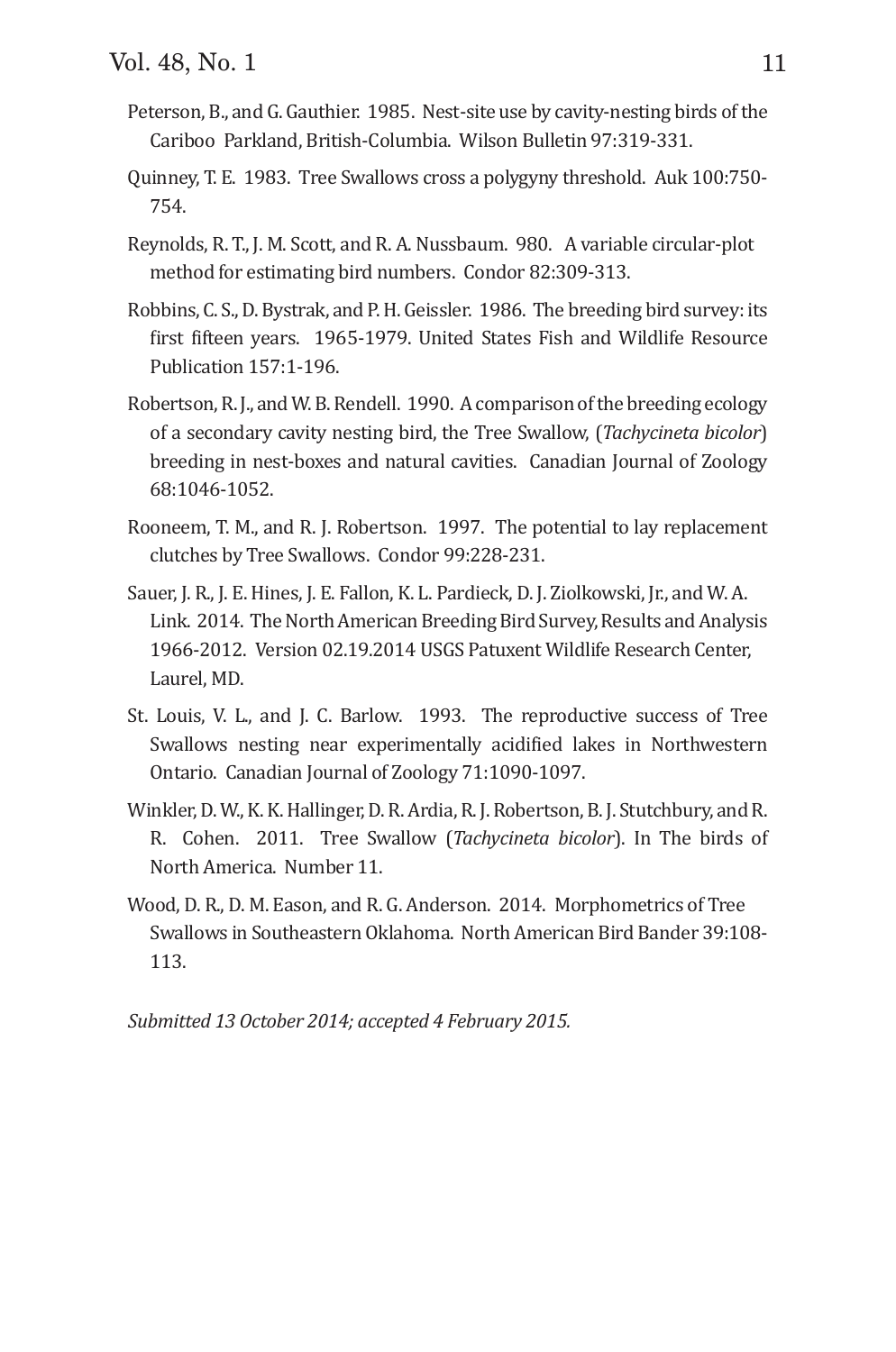Peterson, B., and G. Gauthier. 1985. Nest-site use by cavity-nesting birds of the Cariboo Parkland, British-Columbia. Wilson Bulletin 97:319-331.

Quinney, T. E. 1983. Tree Swallows cross a polygyny threshold. Auk 100:750-754.

Reynolds, R. T., J. M. Scott, and R. A. Nussbaum. 980. A variable circular-plot method for estimating bird numbers. Condor 82:309-313.

Robbins, C. S., D. Bystrak, and P. H. Geissler. 1986. The breeding bird survey: its first fifteen years. 1965-1979. United States Fish and Wildlife Resource Publication 157:1-196.

Robertson, R. J., and W. B. Rendell. 1990. A comparison of the breeding ecology of a secondary cavity nesting bird, the Tree Swallow, (*Tachycineta bicolor*) breeding in nest-boxes and natural cavities. Canadian Journal of Zoology 68:1046-1052.

Rooneem, T. M., and R. J. Robertson. 1997. The potential to lay replacement clutches by Tree Swallows. Condor 99:228-231.

Sauer, J. R., J. E. Hines, J. E. Fallon, K. L. Pardieck, D. J. Ziolkowski, Jr., and W. A. Link. 2014. The North American Breeding Bird Survey, Results and Analysis 1966-2012. Version 02.19.2014 USGS Patuxent Wildlife Research Center, Laurel, MD.

St. Louis, V. L., and J. C. Barlow. 1993. The reproductive success of Tree Swallows nesting near experimentally acidified lakes in Northwestern Ontario. Canadian Journal of Zoology 71:1090-1097.

Winkler, D. W., K. K. Hallinger, D. R. Ardia, R. J. Robertson, B. J. Stutchbury, and R. R. Cohen. 2011. Tree Swallow (*Tachycineta bicolor*). In The birds of North America. Number 11.

Wood, D. R., D. M. Eason, and R. G. Anderson. 2014. Morphometrics of Tree Swallows in Southeastern Oklahoma. North American Bird Bander 39:108-113.

*Submitted 13 October 2014; accepted 4 February 2015.*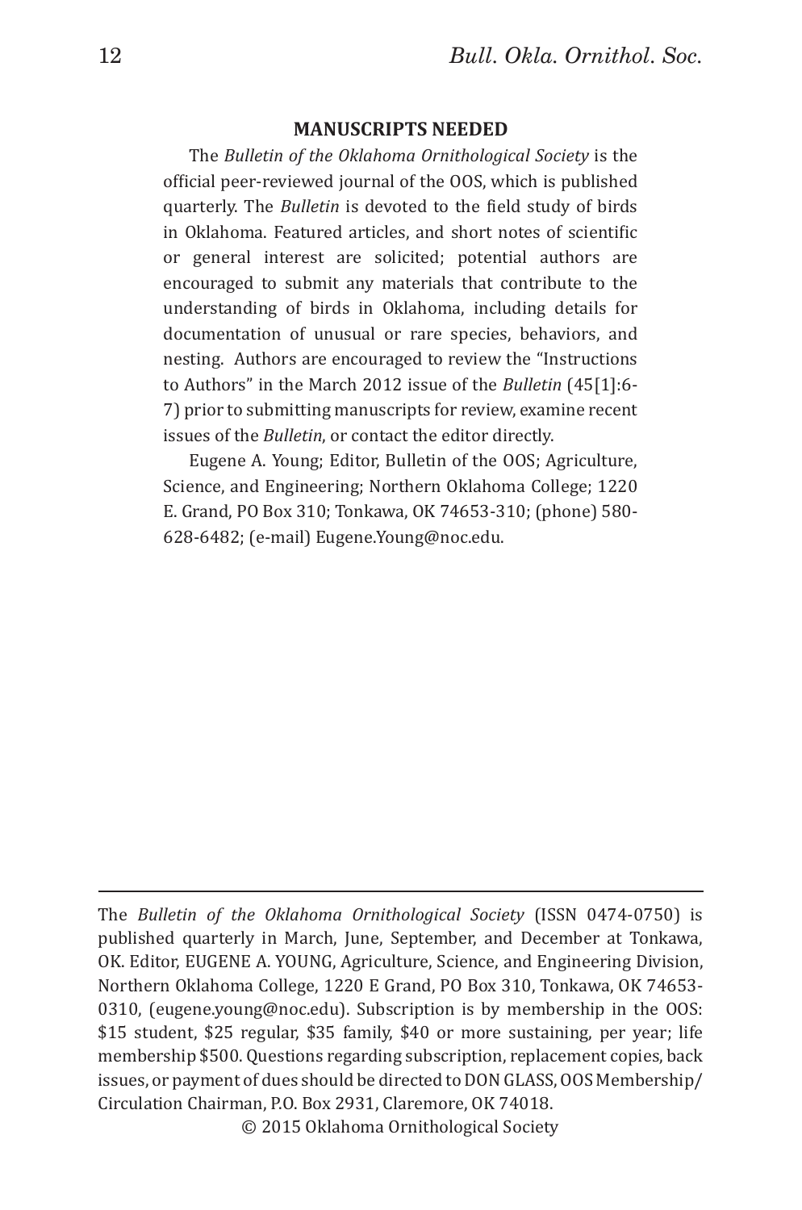## MANUSCRIPTS NEEDED

The *Bulletin of the Oklahoma Ornithological Society* is the official peer-reviewed journal of the OOS, which is published quarterly. The *Bulletin* is devoted to the field study of birds in Oklahoma. Featured articles, and short notes of scientific or general interest are solicited; potential authors are encouraged to submit any materials that contribute to the understanding of birds in Oklahoma, including details for documentation of unusual or rare species, behaviors, and nesting. Authors are encouraged to review the "Instructions to Authors" in the March 2012 issue of the *Bulletin* (45[1]:6-7) prior to submitting manuscripts for review, examine recent issues of the *Bulletin*, or contact the editor directly.

Eugene A. Young; Editor, Bulletin of the OOS; Agriculture, Science, and Engineering; Northern Oklahoma College; 1220 E. Grand, PO Box 310; Tonkawa, OK 74653-310; (phone) 580-628-6482; (e-mail) Eugene.Young@noc.edu.

---

The *Bulletin of the Oklahoma Ornithological Society* (ISSN 0474-0750) is published quarterly in March, June, September, and December at Tonkawa, OK. Editor, EUGENE A. YOUNG, Agriculture, Science, and Engineering Division, Northern Oklahoma College, 1220 E Grand, PO Box 310, Tonkawa, OK 74653-0310, (eugene.young@noc.edu). Subscription is by membership in the OOS: $15 student, $25 regular, $35 family, $40 or more sustaining, per year; life membership $500. Questions regarding subscription, replacement copies, back issues, or payment of dues should be directed to DON GLASS, OOS Membership/Circulation Chairman, P.O. Box 2931, Claremore, OK 74018.

© 2015 Oklahoma Ornithological Society